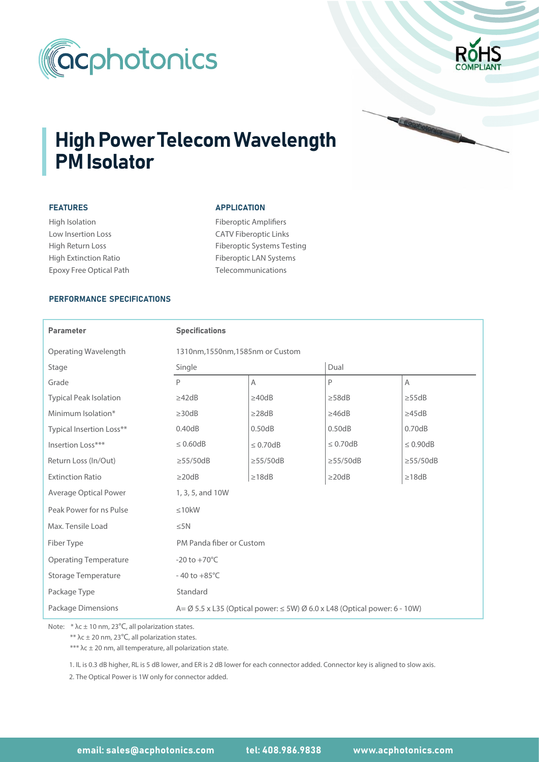# High Power Telecom Wavelength PM Isolator

### FEATURES

High Isolation
Low Insertion Loss
High Return Loss
High Extinction Ratio
Epoxy Free Optical Path

### APPLICATION

Fiberoptic Amplifiers
CATV Fiberoptic Links
Fiberoptic Systems Testing
Fiberoptic LAN Systems
Telecommunications

### PERFORMANCE SPECIFICATIONS

| Parameter | Specifications | | | |
|---|---|---|---|---|
| Operating Wavelength | 1310nm,1550nm,1585nm or Custom | | | |
| Stage | Single | | Dual | |
| Grade | P | A | P | A |
| Typical Peak Isolation | ≥42dB | ≥40dB | ≥58dB | ≥55dB |
| Minimum Isolation* | ≥30dB | ≥28dB | ≥46dB | ≥45dB |
| Typical Insertion Loss** | 0.40dB | 0.50dB | 0.50dB | 0.70dB |
| Insertion Loss*** | ≤ 0.60dB | ≤ 0.70dB | ≤ 0.70dB | ≤ 0.90dB |
| Return Loss (In/Out) | ≥55/50dB | ≥55/50dB | ≥55/50dB | ≥55/50dB |
| Extinction Ratio | ≥20dB | ≥18dB | ≥20dB | ≥18dB |
| Average Optical Power | 1, 3, 5, and 10W | | | |
| Peak Power for ns Pulse | ≤10kW | | | |
| Max. Tensile Load | ≤5N | | | |
| Fiber Type | PM Panda fiber or Custom | | | |
| Operating Temperature | -20 to +70°C | | | |
| Storage Temperature | - 40 to +85°C | | | |
| Package Type | Standard | | | |
| Package Dimensions | A= Ø 5.5 x L35 (Optical power: ≤ 5W) Ø 6.0 x L48 (Optical power: 6 - 10W) | | | |

Note: * λc ± 10 nm, 23°C, all polarization states.
** λc ± 20 nm, 23°C, all polarization states.
*** λc ± 20 nm, all temperature, all polarization state.

1. IL is 0.3 dB higher, RL is 5 dB lower, and ER is 2 dB lower for each connector added. Connector key is aligned to slow axis.
2. The Optical Power is 1W only for connector added.

email: sales@acphotonics.com tel: 408.986.9838 www.acphotonics.com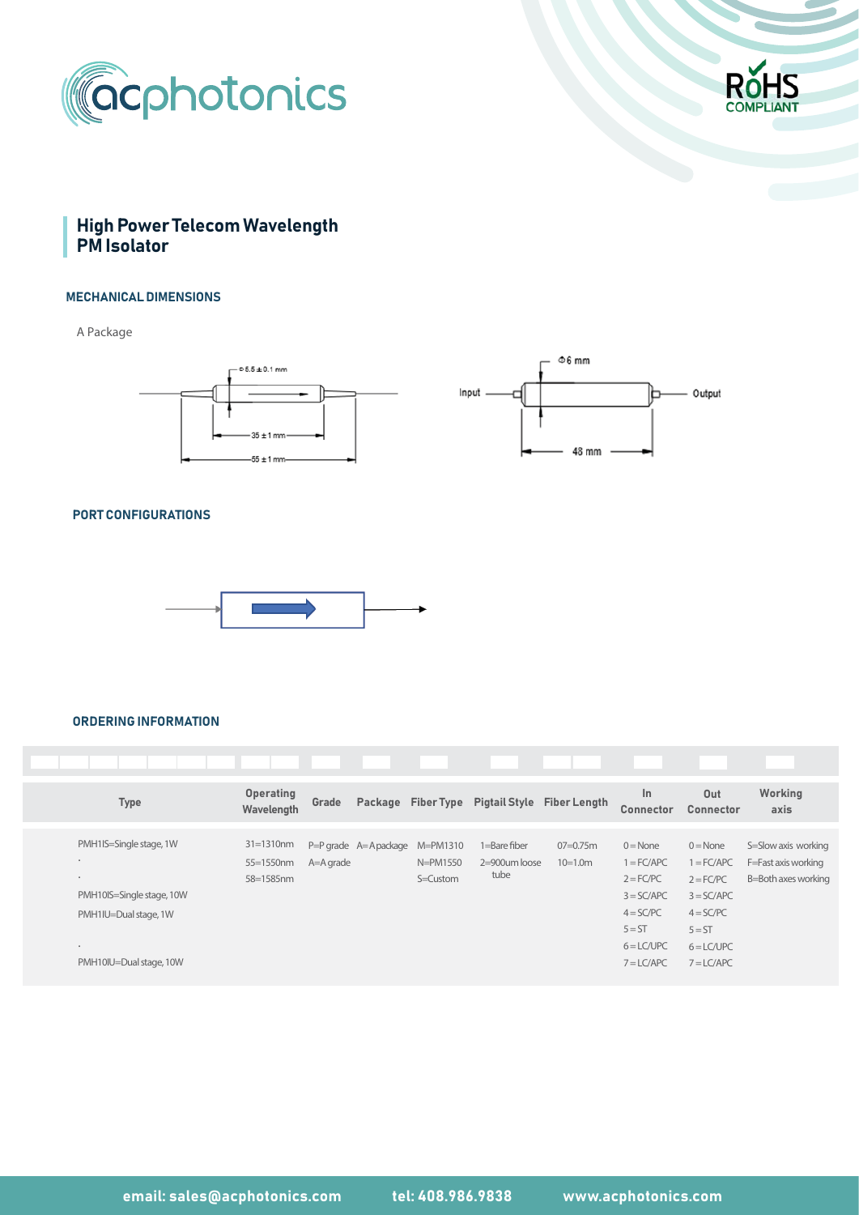## High Power Telecom Wavelength PM Isolator

### MECHANICAL DIMENSIONS

A Package

Φ5.5 ± 0.1 mm

35 ± 1 mm

55 ± 1 mm

Φ6 mm

Input

Output

48 mm

### PORT CONFIGURATIONS

### ORDERING INFORMATION

| Type | Operating Wavelength | Grade | Package | Fiber Type | Pigtail Style | Fiber Length | In Connector | Out Connector | Working axis |
|---|---|---|---|---|---|---|---|---|---|
| PMH1IS=Single stage, 1W<br>·<br>·<br>PMH10IS=Single stage, 10W<br>PMH1IU=Dual stage, 1W<br>·<br>PMH10IU=Dual stage, 10W | 31=1310nm<br>55=1550nm<br>58=1585nm | P=P grade<br>A=A grade | A=A package | M=PM1310<br>N=PM1550<br>S=Custom | 1=Bare fiber<br>2=900um loose tube | 07=0.75m<br>10=1.0m | 0 = None<br>1 = FC/APC<br>2 = FC/PC<br>3 = SC/APC<br>4 = SC/PC<br>5 = ST<br>6 = LC/UPC<br>7 = LC/APC | 0 = None<br>1 = FC/APC<br>2 = FC/PC<br>3 = SC/APC<br>4 = SC/PC<br>5 = ST<br>6 = LC/UPC<br>7 = LC/APC | S=Slow axis working<br>F=Fast axis working<br>B=Both axes working |

email: sales@acphotonics.com tel: 408.986.9838 www.acphotonics.com